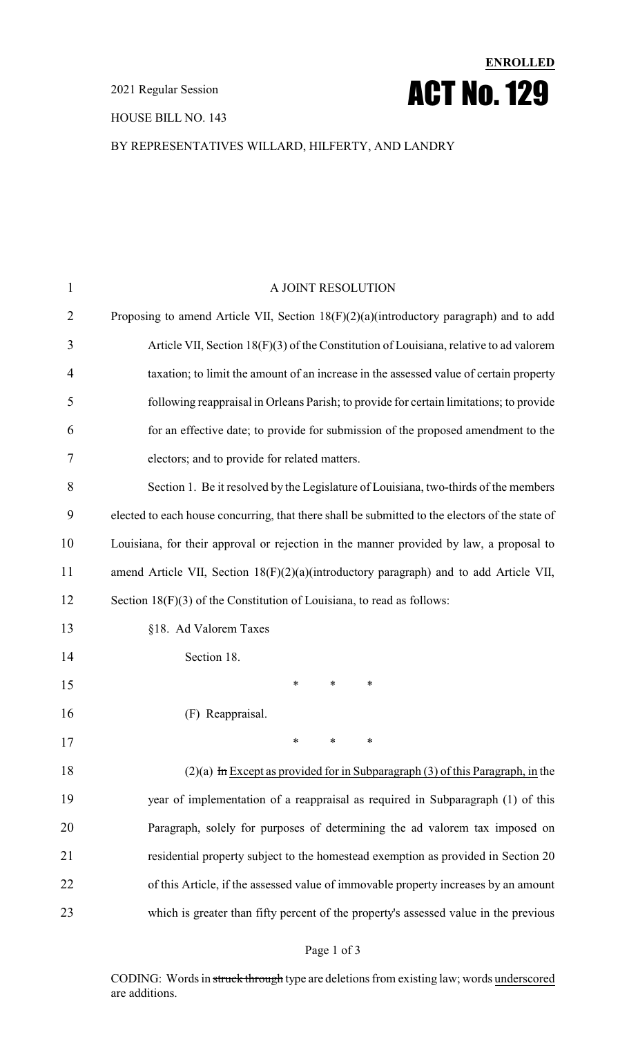**ENROLLED**

2021 Regular Session

# ACT No. 129

HOUSE BILL NO. 143

BY REPRESENTATIVES WILLARD, HILFERTY, AND LANDRY

A JOINT RESOLUTION

Proposing to amend Article VII, Section 18(F)(2)(a)(introductory paragraph) and to add Article VII, Section 18(F)(3) of the Constitution of Louisiana, relative to ad valorem taxation; to limit the amount of an increase in the assessed value of certain property following reappraisal in Orleans Parish; to provide for certain limitations; to provide for an effective date; to provide for submission of the proposed amendment to the electors; and to provide for related matters.

Section 1. Be it resolved by the Legislature of Louisiana, two-thirds of the members elected to each house concurring, that there shall be submitted to the electors of the state of Louisiana, for their approval or rejection in the manner provided by law, a proposal to amend Article VII, Section 18(F)(2)(a)(introductory paragraph) and to add Article VII, Section 18(F)(3) of the Constitution of Louisiana, to read as follows:

§18. Ad Valorem Taxes

Section 18.

\* \* \*

(F) Reappraisal.

\* \* \*

(2)(a) ~~In~~ Except as provided for in Subparagraph (3) of this Paragraph, in the year of implementation of a reappraisal as required in Subparagraph (1) of this Paragraph, solely for purposes of determining the ad valorem tax imposed on residential property subject to the homestead exemption as provided in Section 20 of this Article, if the assessed value of immovable property increases by an amount which is greater than fifty percent of the property's assessed value in the previous

CODING: Words in ~~struck through~~ type are deletions from existing law; words underscored are additions.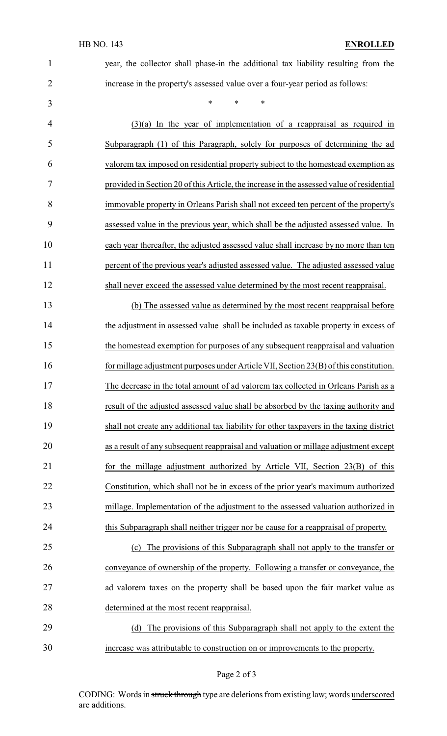year, the collector shall phase-in the additional tax liability resulting from the increase in the property's assessed value over a four-year period as follows:

\* \* \*

(3)(a) In the year of implementation of a reappraisal as required in Subparagraph (1) of this Paragraph, solely for purposes of determining the ad valorem tax imposed on residential property subject to the homestead exemption as provided in Section 20 of this Article, the increase in the assessed value of residential immovable property in Orleans Parish shall not exceed ten percent of the property's assessed value in the previous year, which shall be the adjusted assessed value. In each year thereafter, the adjusted assessed value shall increase by no more than ten percent of the previous year's adjusted assessed value. The adjusted assessed value shall never exceed the assessed value determined by the most recent reappraisal.

(b) The assessed value as determined by the most recent reappraisal before the adjustment in assessed value shall be included as taxable property in excess of the homestead exemption for purposes of any subsequent reappraisal and valuation for millage adjustment purposes under Article VII, Section 23(B) of this constitution. The decrease in the total amount of ad valorem tax collected in Orleans Parish as a result of the adjusted assessed value shall be absorbed by the taxing authority and shall not create any additional tax liability for other taxpayers in the taxing district as a result of any subsequent reappraisal and valuation or millage adjustment except for the millage adjustment authorized by Article VII, Section 23(B) of this Constitution, which shall not be in excess of the prior year's maximum authorized millage. Implementation of the adjustment to the assessed valuation authorized in this Subparagraph shall neither trigger nor be cause for a reappraisal of property.

(c) The provisions of this Subparagraph shall not apply to the transfer or conveyance of ownership of the property. Following a transfer or conveyance, the ad valorem taxes on the property shall be based upon the fair market value as determined at the most recent reappraisal.

(d) The provisions of this Subparagraph shall not apply to the extent the increase was attributable to construction on or improvements to the property.

CODING: Words in struck through type are deletions from existing law; words underscored are additions.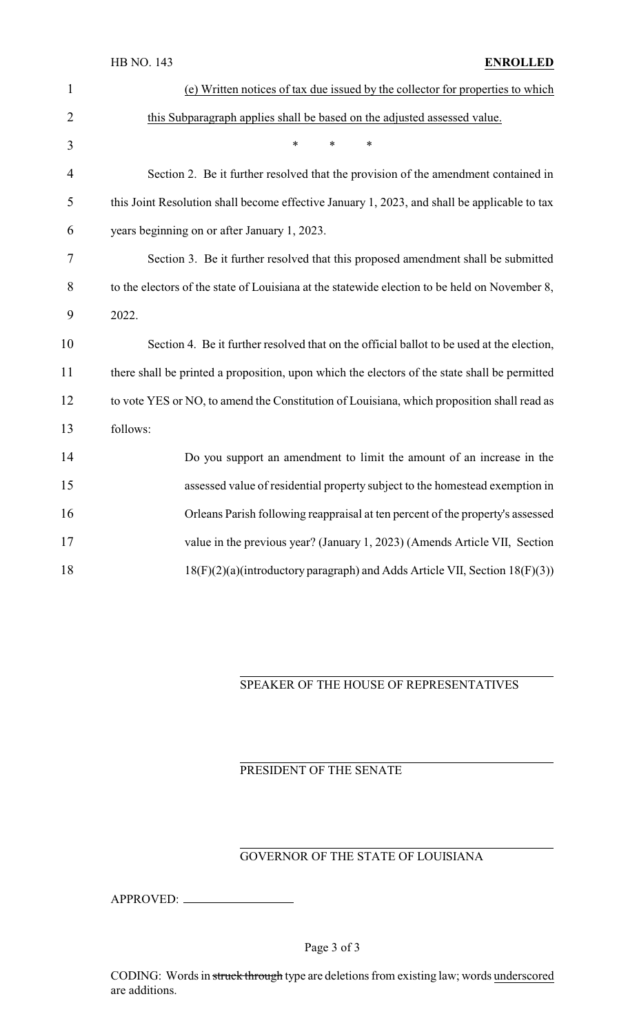(e) Written notices of tax due issued by the collector for properties to which this Subparagraph applies shall be based on the adjusted assessed value.

\* \* \*

Section 2. Be it further resolved that the provision of the amendment contained in this Joint Resolution shall become effective January 1, 2023, and shall be applicable to tax years beginning on or after January 1, 2023.

Section 3. Be it further resolved that this proposed amendment shall be submitted to the electors of the state of Louisiana at the statewide election to be held on November 8, 2022.

Section 4. Be it further resolved that on the official ballot to be used at the election, there shall be printed a proposition, upon which the electors of the state shall be permitted to vote YES or NO, to amend the Constitution of Louisiana, which proposition shall read as follows:

> Do you support an amendment to limit the amount of an increase in the assessed value of residential property subject to the homestead exemption in Orleans Parish following reappraisal at ten percent of the property's assessed value in the previous year? (January 1, 2023) (Amends Article VII, Section 18(F)(2)(a)(introductory paragraph) and Adds Article VII, Section 18(F)(3))

SPEAKER OF THE HOUSE OF REPRESENTATIVES

PRESIDENT OF THE SENATE

GOVERNOR OF THE STATE OF LOUISIANA

APPROVED: ___________________

CODING: Words in ~~struck through~~ type are deletions from existing law; words underscored are additions.